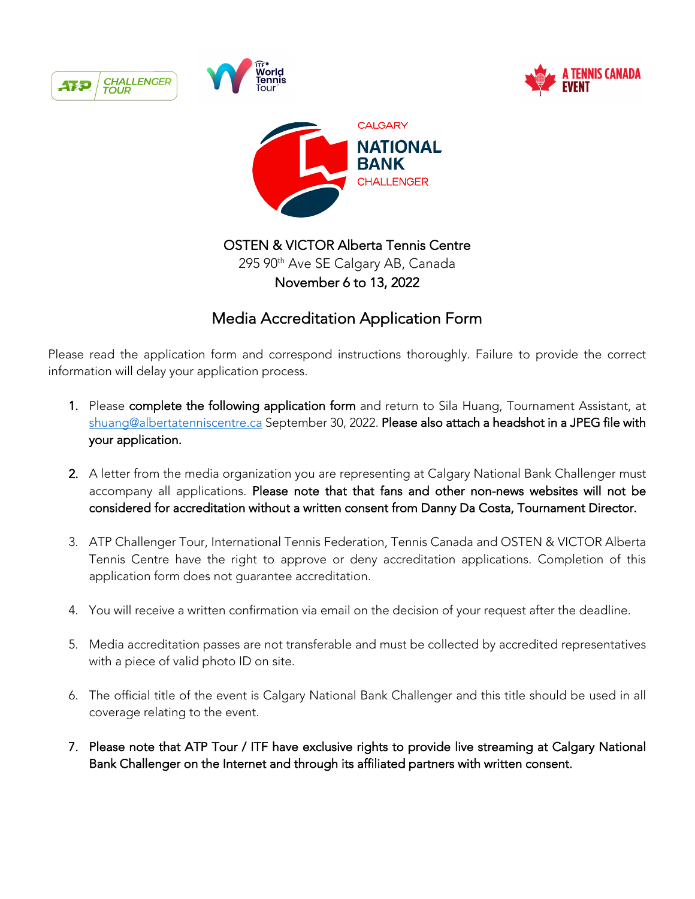CALGARY NATIONAL BANK CHALLENGER

OSTEN & VICTOR Alberta Tennis Centre
295 90th Ave SE Calgary AB, Canada
November 6 to 13, 2022

# Media Accreditation Application Form

Please read the application form and correspond instructions thoroughly. Failure to provide the correct information will delay your application process.

1. Please **complete the following application form** and return to Sila Huang, Tournament Assistant, at shuang@albertatenniscentre.ca September 30, 2022. **Please also attach a headshot in a JPEG file with your application.**

2. A letter from the media organization you are representing at Calgary National Bank Challenger must accompany all applications. **Please note that that fans and other non-news websites will not be considered for accreditation without a written consent from Danny Da Costa, Tournament Director.**

3. ATP Challenger Tour, International Tennis Federation, Tennis Canada and OSTEN & VICTOR Alberta Tennis Centre have the right to approve or deny accreditation applications. Completion of this application form does not guarantee accreditation.

4. You will receive a written confirmation via email on the decision of your request after the deadline.

5. Media accreditation passes are not transferable and must be collected by accredited representatives with a piece of valid photo ID on site.

6. The official title of the event is Calgary National Bank Challenger and this title should be used in all coverage relating to the event.

7. **Please note that ATP Tour / ITF have exclusive rights to provide live streaming at Calgary National Bank Challenger on the Internet and through its affiliated partners with written consent.**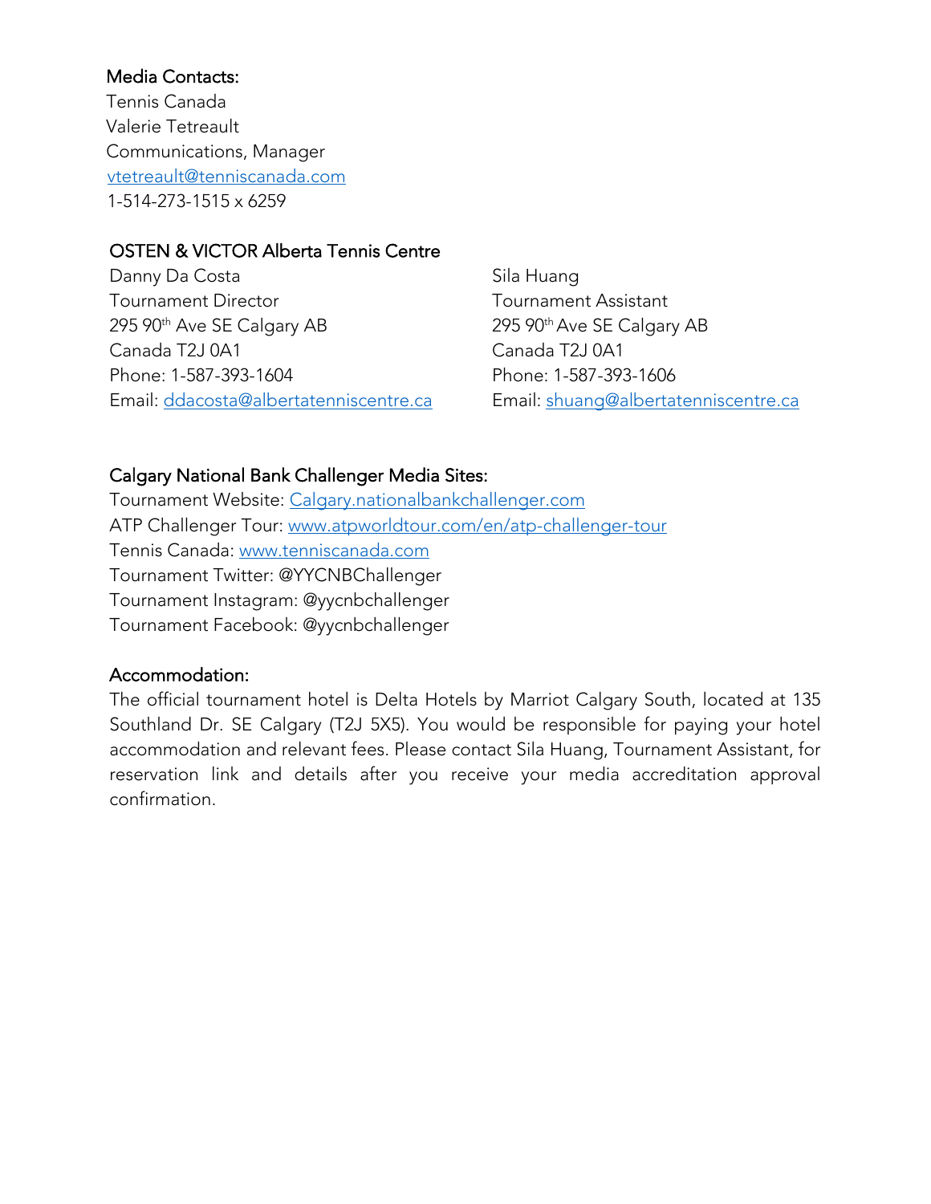**Media Contacts:**

Tennis Canada
Valerie Tetreault
Communications, Manager
vtetreault@tenniscanada.com
1-514-273-1515 x 6259

**OSTEN & VICTOR Alberta Tennis Centre**

Danny Da Costa
Tournament Director
295 90th Ave SE Calgary AB
Canada T2J 0A1
Phone: 1-587-393-1604
Email: ddacosta@albertatenniscentre.ca

Sila Huang
Tournament Assistant
295 90th Ave SE Calgary AB
Canada T2J 0A1
Phone: 1-587-393-1606
Email: shuang@albertatenniscentre.ca

**Calgary National Bank Challenger Media Sites:**

Tournament Website: Calgary.nationalbankchallenger.com
ATP Challenger Tour: www.atpworldtour.com/en/atp-challenger-tour
Tennis Canada: www.tenniscanada.com
Tournament Twitter: @YYCNBChallenger
Tournament Instagram: @yycnbchallenger
Tournament Facebook: @yycnbchallenger

**Accommodation:**

The official tournament hotel is Delta Hotels by Marriot Calgary South, located at 135 Southland Dr. SE Calgary (T2J 5X5). You would be responsible for paying your hotel accommodation and relevant fees. Please contact Sila Huang, Tournament Assistant, for reservation link and details after you receive your media accreditation approval confirmation.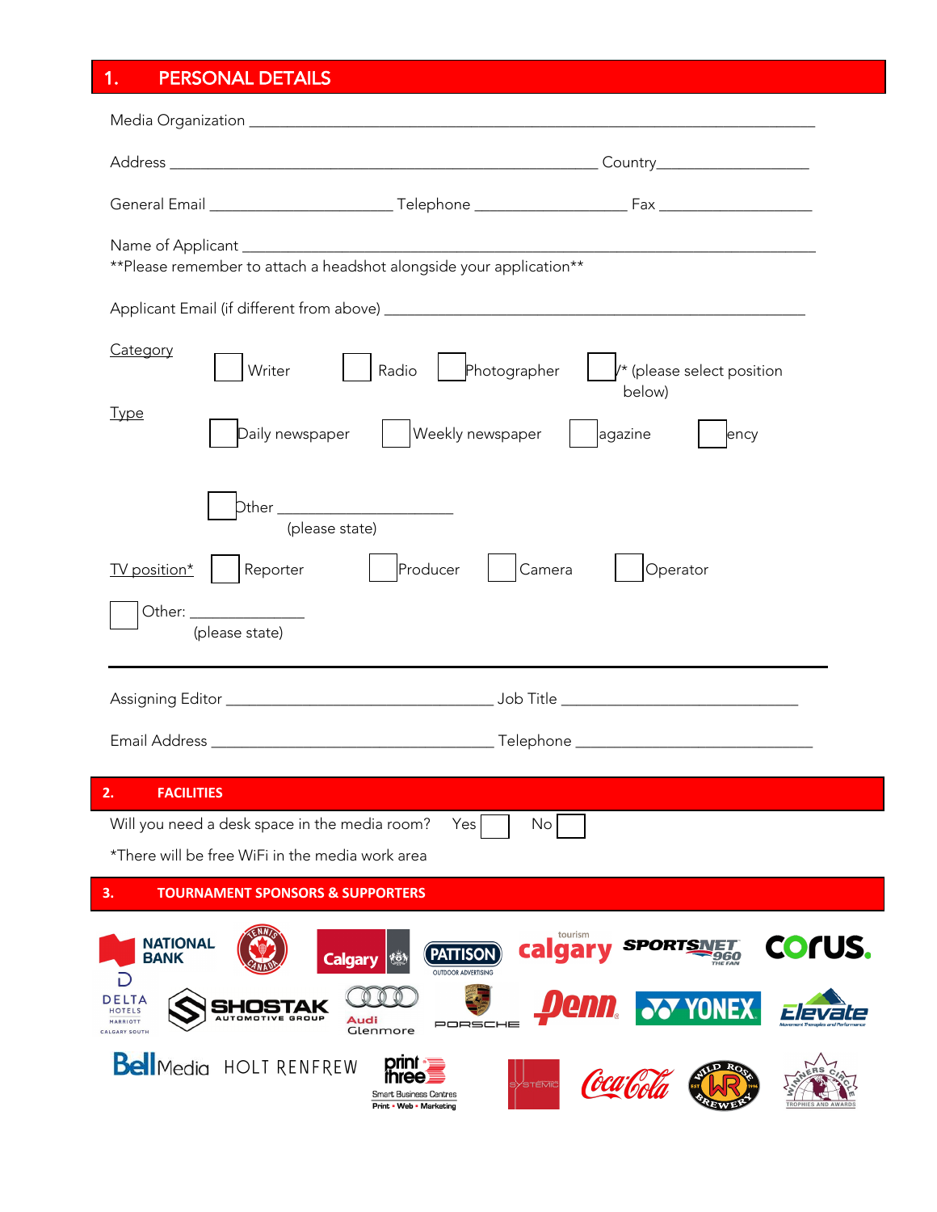## 1. PERSONAL DETAILS

Media Organization ___________________________________________________________________

Address _________________________________________________ Country___________________

General Email _____________________ Telephone _________________ Fax __________________

Name of Applicant ___________________________________________________________________

**Please remember to attach a headshot alongside your application**

Applicant Email (if different from above) _______________________________________________

Category

- [ ] Writer
- [ ] Radio
- [ ] Photographer
- [ ] /* (please select position below)

Type

- [ ] Daily newspaper
- [ ] Weekly newspaper
- [ ] agazine
- [ ] ency
- [ ] Other ____________________ (please state)

TV position*

- [ ] Reporter
- [ ] Producer
- [ ] Camera
- [ ] Operator
- [ ] Other: ______________ (please state)

---

Assigning Editor ______________________________ Job Title ___________________________

Email Address ________________________________ Telephone ___________________________

## 2. FACILITIES

Will you need a desk space in the media room? Yes [ ] No [ ]

*There will be free WiFi in the media work area

## 3. TOURNAMENT SPONSORS & SUPPORTERS

National Bank, Tennis Canada, Calgary, Pattison Outdoor Advertising, Tourism Calgary, Sportsnet 960 The Fan, Corus, Delta Hotels Marriott Calgary South, Shostak Automotive Group, Audi Glenmore, Porsche, Penn, Yonex, Elevate Movement Therapies and Performance, Bell Media, Holt Renfrew, Print Three Smart Business Centres Print • Web • Marketing, Systemic, Coca-Cola, Wild Rose Brewery, Winners Circle Trophies and Awards